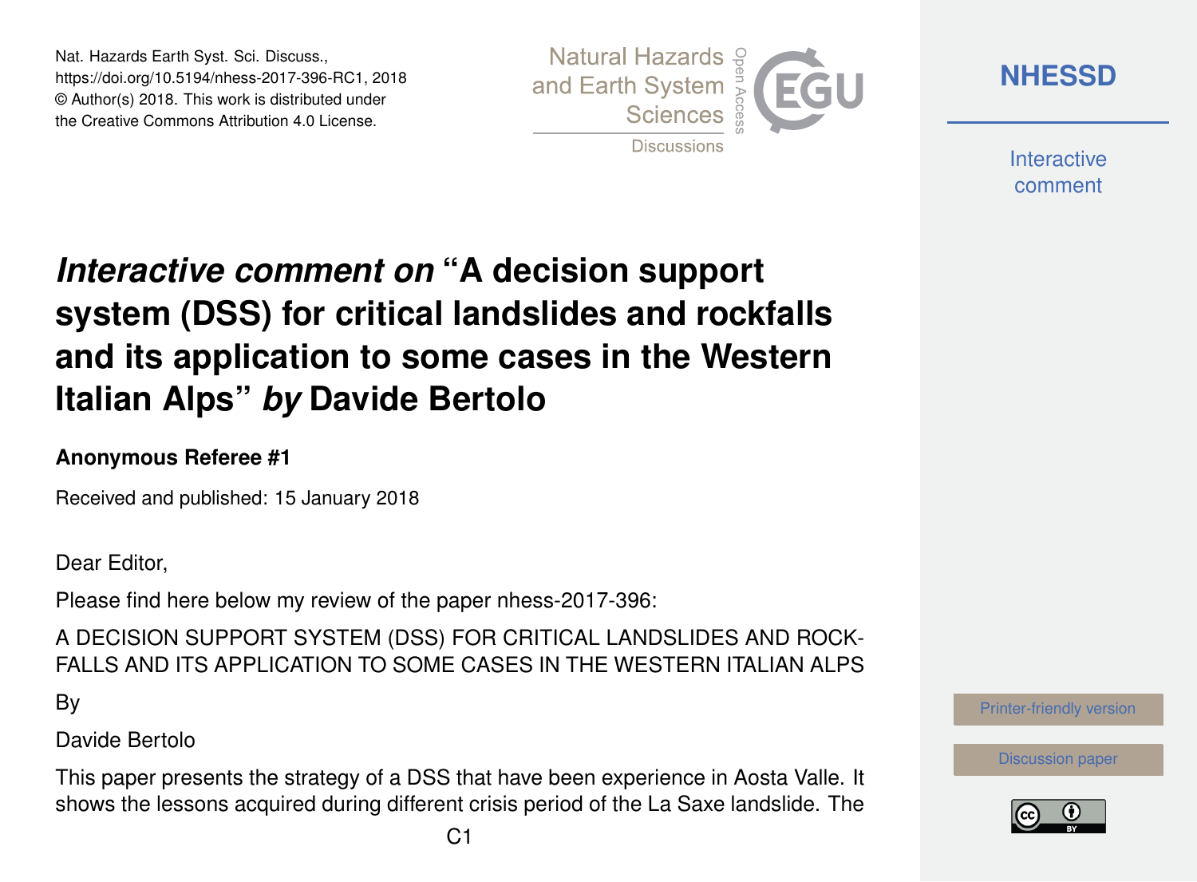Nat. Hazards Earth Syst. Sci. Discuss.,
https://doi.org/10.5194/nhess-2017-396-RC1, 2018
© Author(s) 2018. This work is distributed under
the Creative Commons Attribution 4.0 License.

# *Interactive comment on* "A decision support system (DSS) for critical landslides and rockfalls and its application to some cases in the Western Italian Alps" *by* Davide Bertolo

**Anonymous Referee #1**

Received and published: 15 January 2018

Dear Editor,

Please find here below my review of the paper nhess-2017-396:

A DECISION SUPPORT SYSTEM (DSS) FOR CRITICAL LANDSLIDES AND ROCK-FALLS AND ITS APPLICATION TO SOME CASES IN THE WESTERN ITALIAN ALPS

By

Davide Bertolo

This paper presents the strategy of a DSS that have been experience in Aosta Valle. It shows the lessons acquired during different crisis period of the La Saxe landslide. The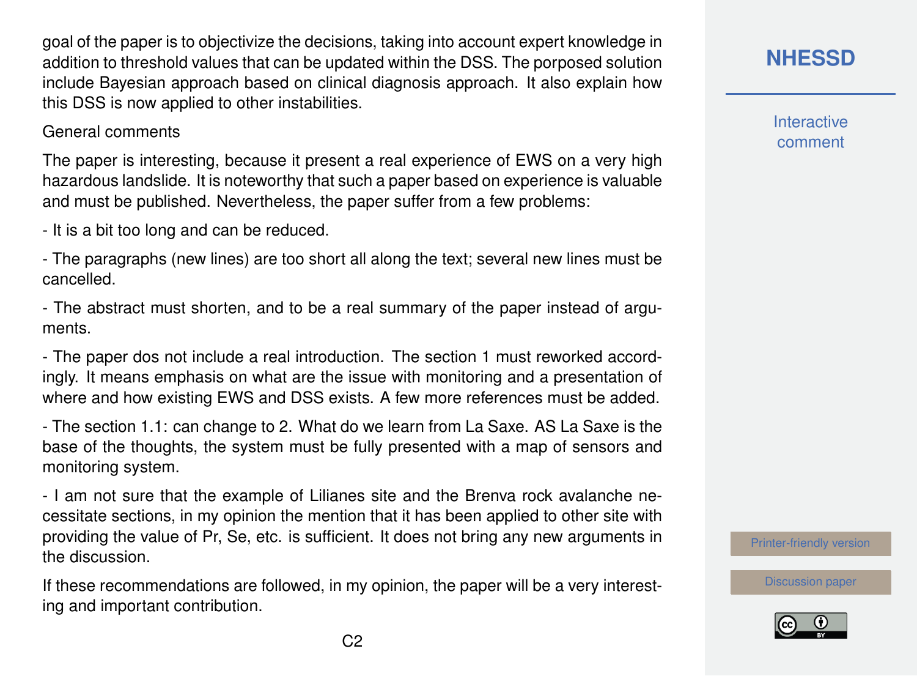goal of the paper is to objectivize the decisions, taking into account expert knowledge in addition to threshold values that can be updated within the DSS. The porposed solution include Bayesian approach based on clinical diagnosis approach. It also explain how this DSS is now applied to other instabilities.

General comments

The paper is interesting, because it present a real experience of EWS on a very high hazardous landslide. It is noteworthy that such a paper based on experience is valuable and must be published. Nevertheless, the paper suffer from a few problems:

- It is a bit too long and can be reduced.

- The paragraphs (new lines) are too short all along the text; several new lines must be cancelled.

- The abstract must shorten, and to be a real summary of the paper instead of arguments.

- The paper dos not include a real introduction. The section 1 must reworked accordingly. It means emphasis on what are the issue with monitoring and a presentation of where and how existing EWS and DSS exists. A few more references must be added.

- The section 1.1: can change to 2. What do we learn from La Saxe. AS La Saxe is the base of the thoughts, the system must be fully presented with a map of sensors and monitoring system.

- I am not sure that the example of Lilianes site and the Brenva rock avalanche necessitate sections, in my opinion the mention that it has been applied to other site with providing the value of Pr, Se, etc. is sufficient. It does not bring any new arguments in the discussion.

If these recommendations are followed, in my opinion, the paper will be a very interesting and important contribution.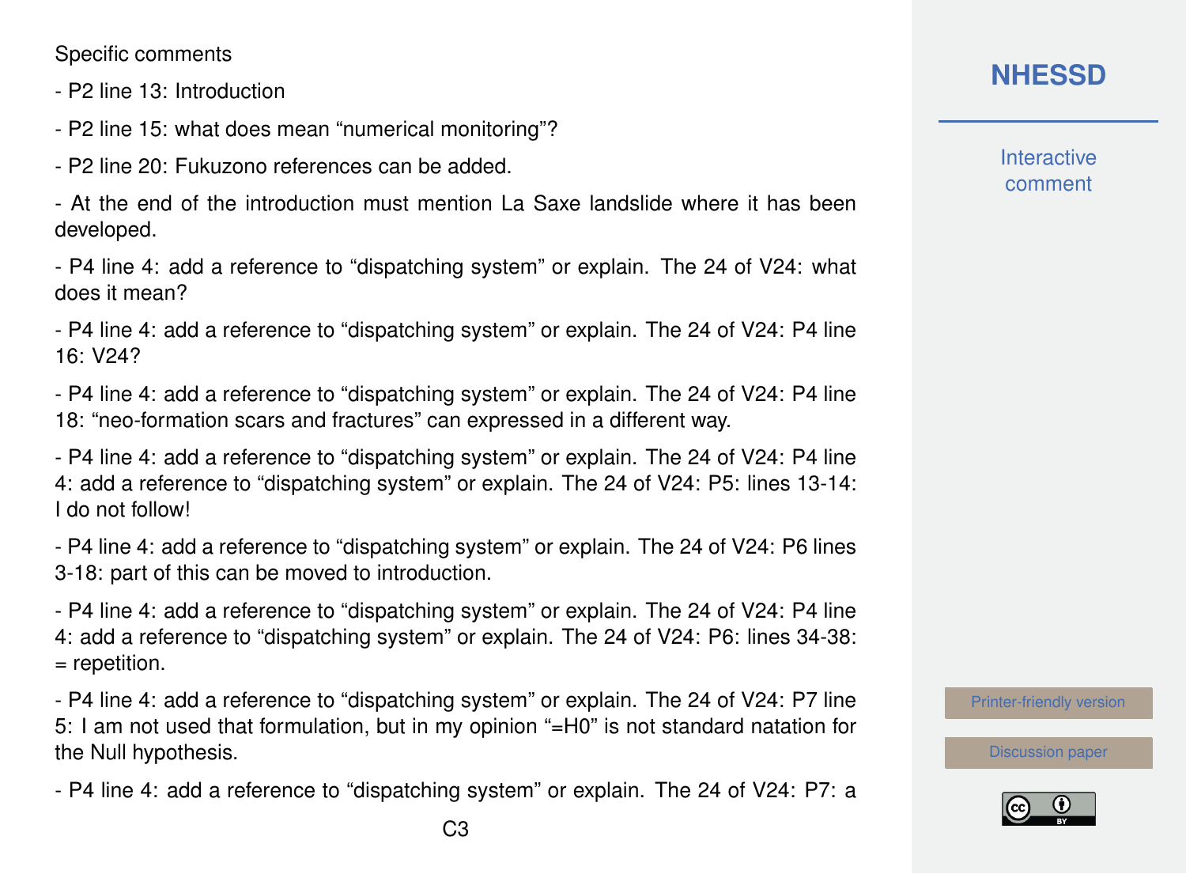Specific comments

- P2 line 13: Introduction
- P2 line 15: what does mean “numerical monitoring”?
- P2 line 20: Fukuzono references can be added.
- At the end of the introduction must mention La Saxe landslide where it has been developed.
- P4 line 4: add a reference to “dispatching system” or explain. The 24 of V24: what does it mean?
- P4 line 4: add a reference to “dispatching system” or explain. The 24 of V24: P4 line 16: V24?
- P4 line 4: add a reference to “dispatching system” or explain. The 24 of V24: P4 line 18: “neo-formation scars and fractures” can expressed in a different way.
- P4 line 4: add a reference to “dispatching system” or explain. The 24 of V24: P4 line 4: add a reference to “dispatching system” or explain. The 24 of V24: P5: lines 13-14: I do not follow!
- P4 line 4: add a reference to “dispatching system” or explain. The 24 of V24: P6 lines 3-18: part of this can be moved to introduction.
- P4 line 4: add a reference to “dispatching system” or explain. The 24 of V24: P4 line 4: add a reference to “dispatching system” or explain. The 24 of V24: P6: lines 34-38: = repetition.
- P4 line 4: add a reference to “dispatching system” or explain. The 24 of V24: P7 line 5: I am not used that formulation, but in my opinion “=H0” is not standard natation for the Null hypothesis.
- P4 line 4: add a reference to “dispatching system” or explain. The 24 of V24: P7: a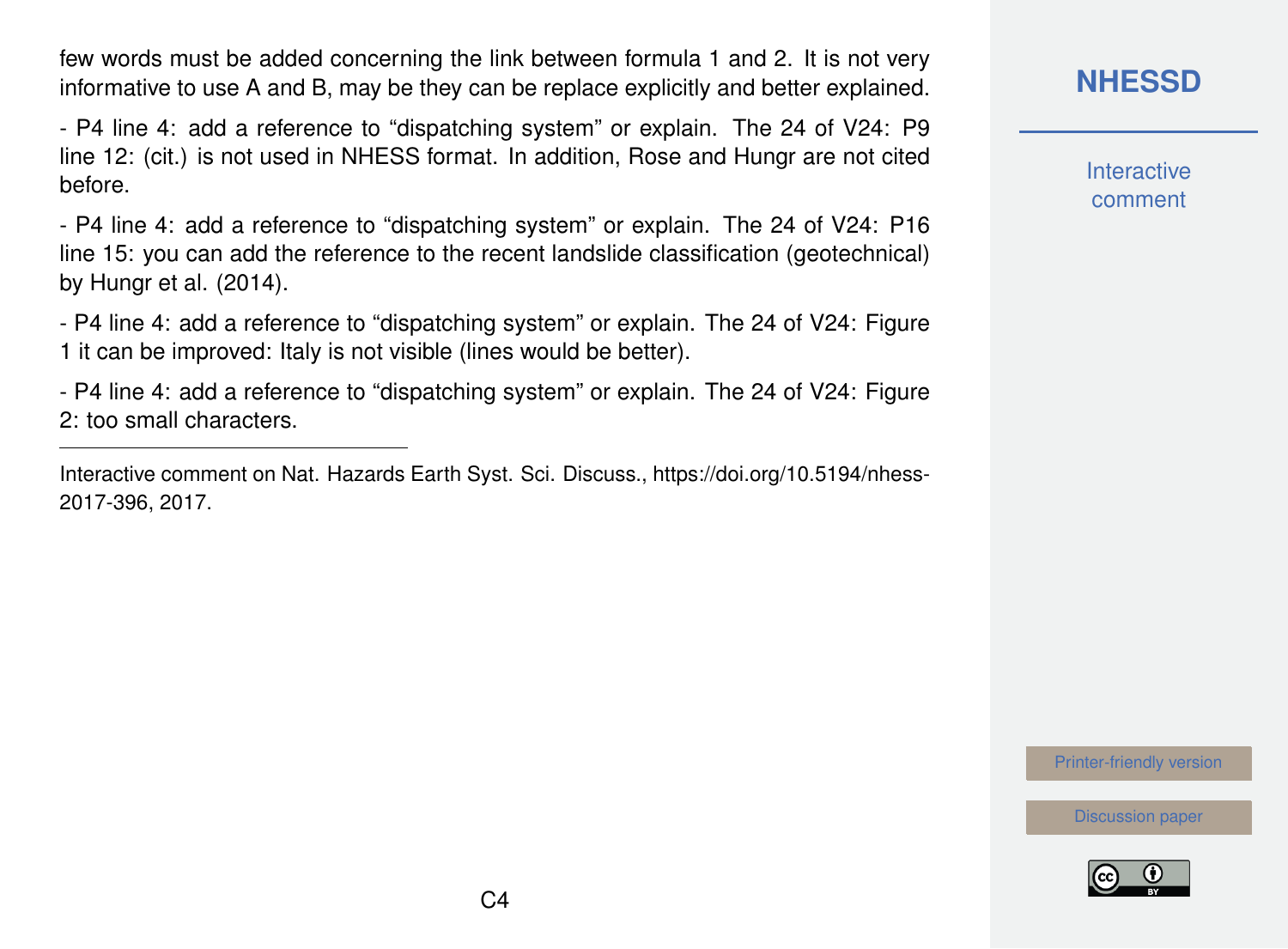few words must be added concerning the link between formula 1 and 2. It is not very informative to use A and B, may be they can be replace explicitly and better explained.

- P4 line 4: add a reference to "dispatching system" or explain. The 24 of V24: P9 line 12: (cit.) is not used in NHESS format. In addition, Rose and Hungr are not cited before.

- P4 line 4: add a reference to "dispatching system" or explain. The 24 of V24: P16 line 15: you can add the reference to the recent landslide classification (geotechnical) by Hungr et al. (2014).

- P4 line 4: add a reference to "dispatching system" or explain. The 24 of V24: Figure 1 it can be improved: Italy is not visible (lines would be better).

- P4 line 4: add a reference to "dispatching system" or explain. The 24 of V24: Figure 2: too small characters.

---

Interactive comment on Nat. Hazards Earth Syst. Sci. Discuss., https://doi.org/10.5194/nhess-2017-396, 2017.